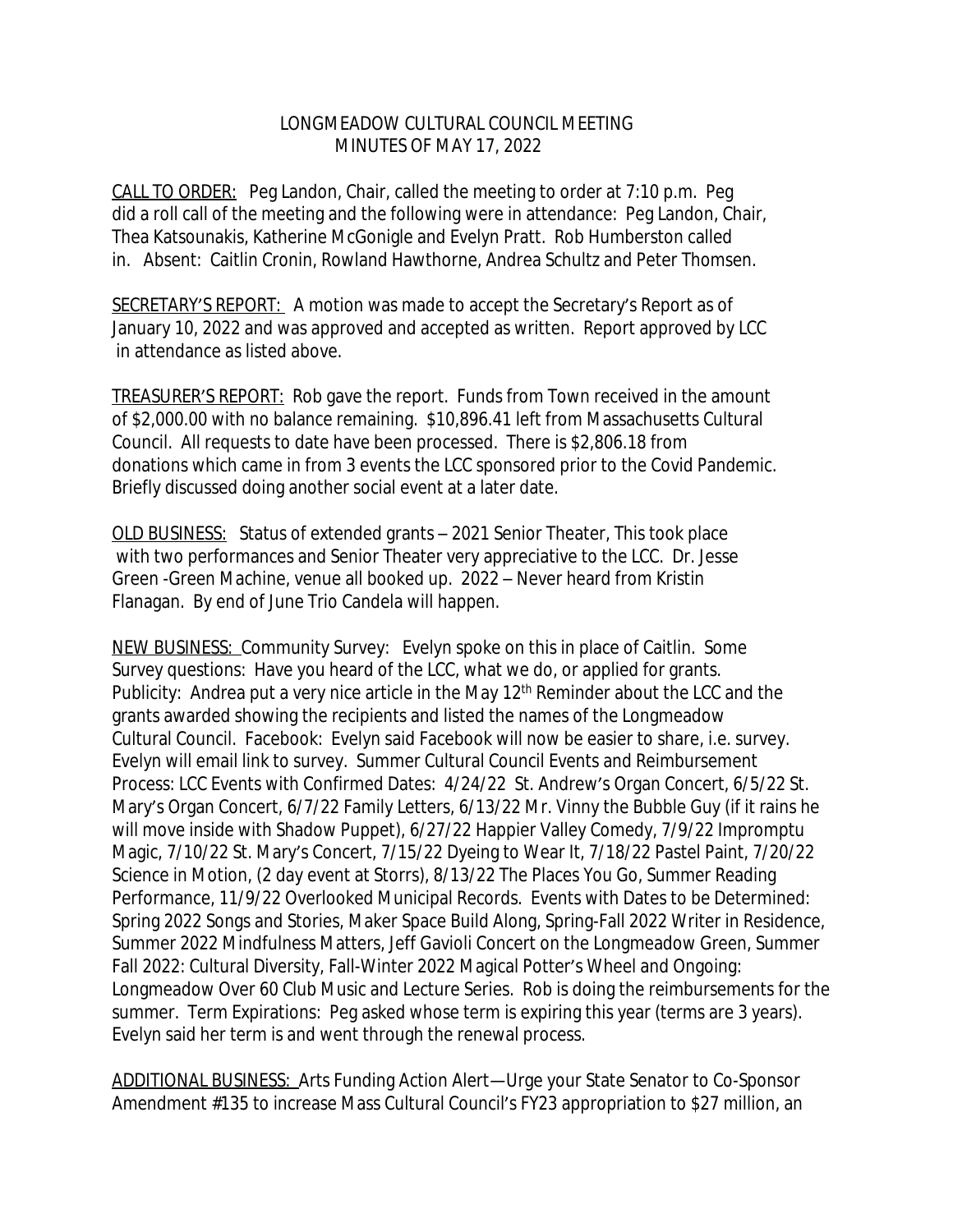LONGMEADOW CULTURAL COUNCIL MEETING
MINUTES OF MAY 17, 2022

CALL TO ORDER: Peg Landon, Chair, called the meeting to order at 7:10 p.m. Peg did a roll call of the meeting and the following were in attendance: Peg Landon, Chair, Thea Katsounakis, Katherine McGonigle and Evelyn Pratt. Rob Humberston called in. Absent: Caitlin Cronin, Rowland Hawthorne, Andrea Schultz and Peter Thomsen.

SECRETARY'S REPORT: A motion was made to accept the Secretary's Report as of January 10, 2022 and was approved and accepted as written. Report approved by LCC in attendance as listed above.

TREASURER'S REPORT: Rob gave the report. Funds from Town received in the amount of $2,000.00 with no balance remaining. $10,896.41 left from Massachusetts Cultural Council. All requests to date have been processed. There is $2,806.18 from donations which came in from 3 events the LCC sponsored prior to the Covid Pandemic. Briefly discussed doing another social event at a later date.

OLD BUSINESS: Status of extended grants – 2021 Senior Theater, This took place with two performances and Senior Theater very appreciative to the LCC. Dr. Jesse Green -Green Machine, venue all booked up. 2022 – Never heard from Kristin Flanagan. By end of June Trio Candela will happen.

NEW BUSINESS: Community Survey: Evelyn spoke on this in place of Caitlin. Some Survey questions: Have you heard of the LCC, what we do, or applied for grants. Publicity: Andrea put a very nice article in the May 12th Reminder about the LCC and the grants awarded showing the recipients and listed the names of the Longmeadow Cultural Council. Facebook: Evelyn said Facebook will now be easier to share, i.e. survey. Evelyn will email link to survey. Summer Cultural Council Events and Reimbursement Process: LCC Events with Confirmed Dates: 4/24/22 St. Andrew's Organ Concert, 6/5/22 St. Mary's Organ Concert, 6/7/22 Family Letters, 6/13/22 Mr. Vinny the Bubble Guy (if it rains he will move inside with Shadow Puppet), 6/27/22 Happier Valley Comedy, 7/9/22 Impromptu Magic, 7/10/22 St. Mary's Concert, 7/15/22 Dyeing to Wear It, 7/18/22 Pastel Paint, 7/20/22 Science in Motion, (2 day event at Storrs), 8/13/22 The Places You Go, Summer Reading Performance, 11/9/22 Overlooked Municipal Records. Events with Dates to be Determined: Spring 2022 Songs and Stories, Maker Space Build Along, Spring-Fall 2022 Writer in Residence, Summer 2022 Mindfulness Matters, Jeff Gavioli Concert on the Longmeadow Green, Summer Fall 2022: Cultural Diversity, Fall-Winter 2022 Magical Potter's Wheel and Ongoing: Longmeadow Over 60 Club Music and Lecture Series. Rob is doing the reimbursements for the summer. Term Expirations: Peg asked whose term is expiring this year (terms are 3 years). Evelyn said her term is and went through the renewal process.

ADDITIONAL BUSINESS: Arts Funding Action Alert—Urge your State Senator to Co-Sponsor Amendment #135 to increase Mass Cultural Council's FY23 appropriation to $27 million, an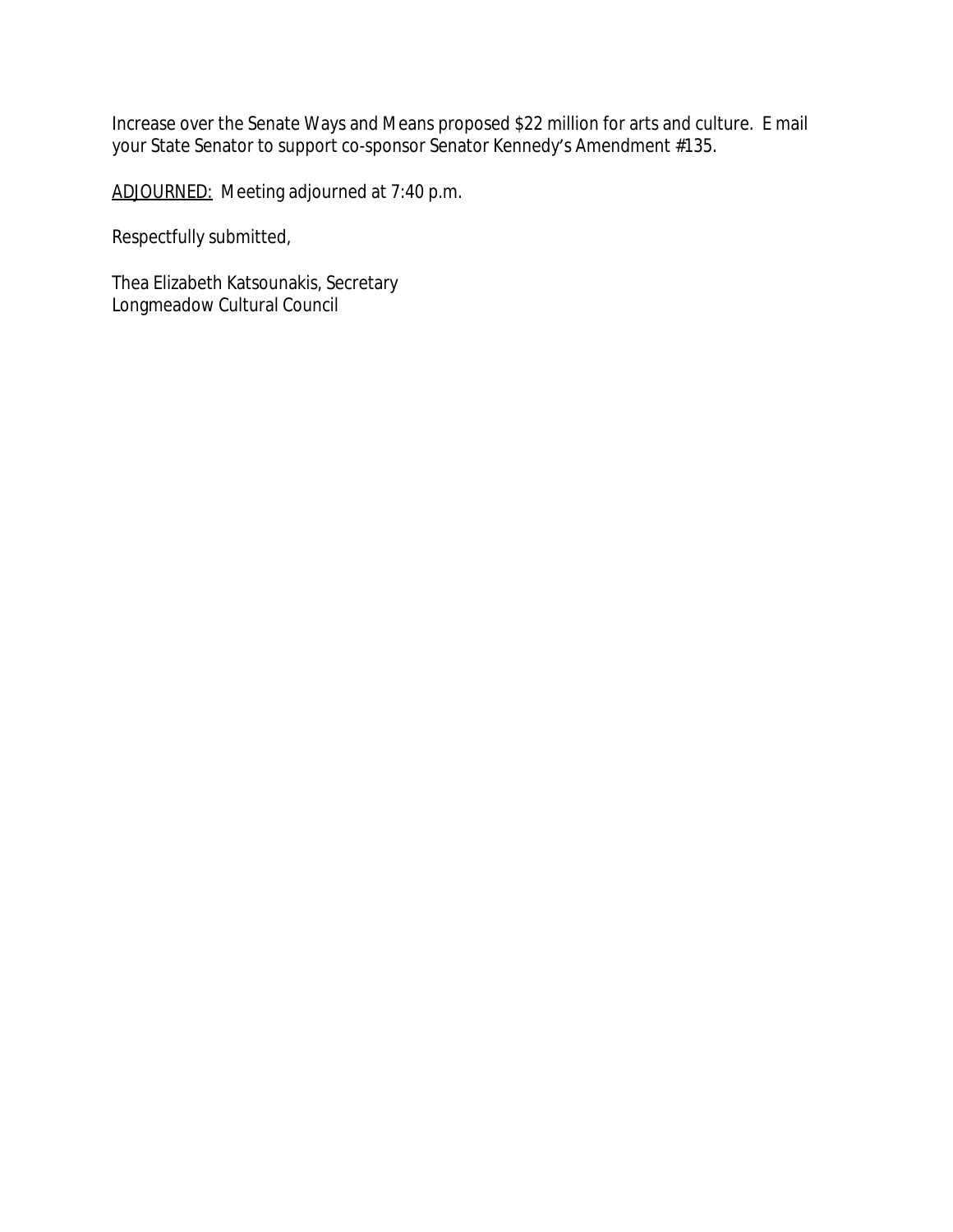Increase over the Senate Ways and Means proposed $22 million for arts and culture. E mail your State Senator to support co-sponsor Senator Kennedy's Amendment #135.

<u>ADJOURNED:</u> Meeting adjourned at 7:40 p.m.

Respectfully submitted,

Thea Elizabeth Katsounakis, Secretary
Longmeadow Cultural Council